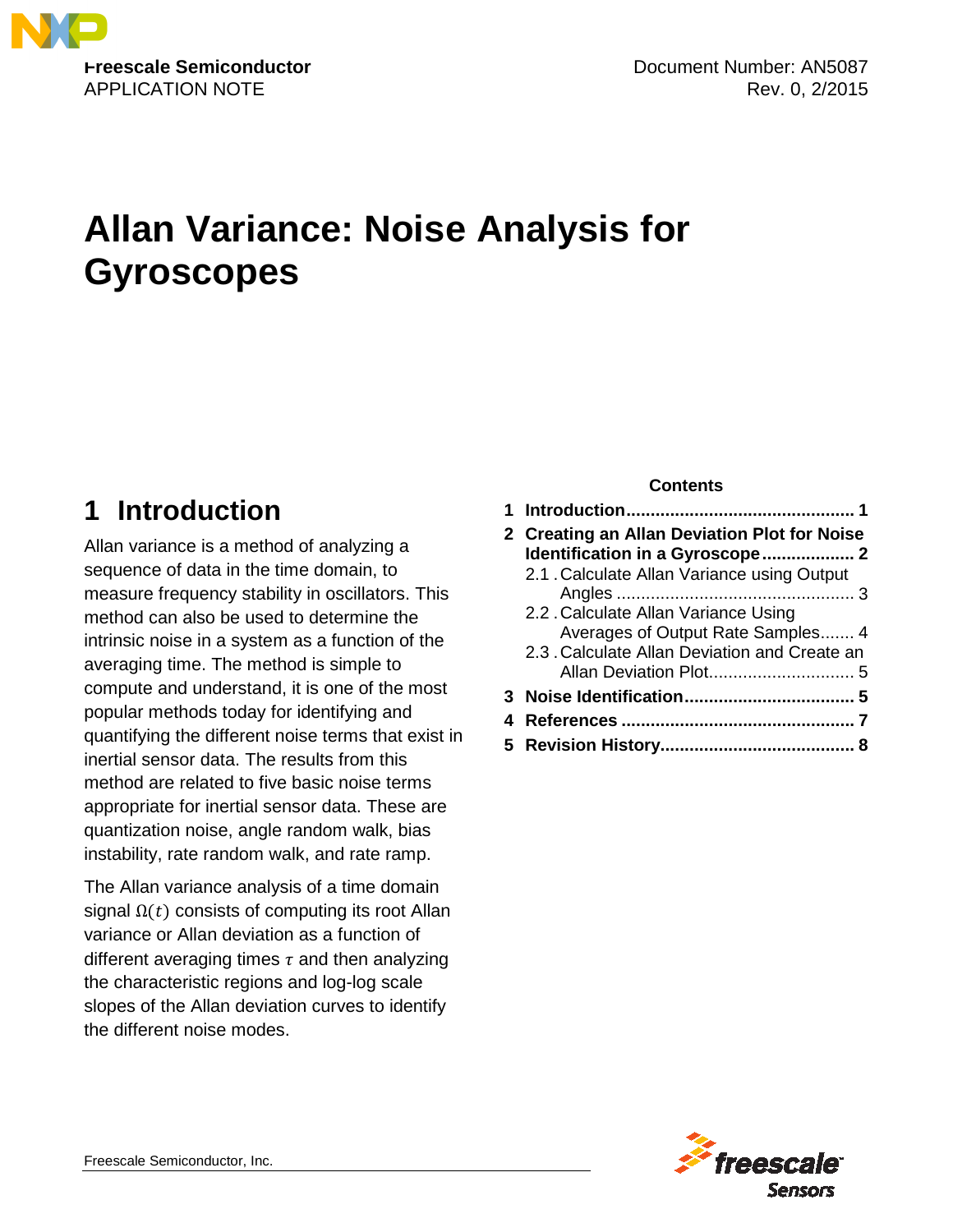**Freescale Semiconductor**
APPLICATION NOTE

Document Number: AN5087
Rev. 0, 2/2015

# Allan Variance: Noise Analysis for Gyroscopes

**Contents**

1 Introduction .......... 1
2 Creating an Allan Deviation Plot for Noise Identification in a Gyroscope .......... 2
  2.1 Calculate Allan Variance using Output Angles .......... 3
  2.2 Calculate Allan Variance Using Averages of Output Rate Samples .......... 4
  2.3 Calculate Allan Deviation and Create an Allan Deviation Plot .......... 5
3 Noise Identification .......... 5
4 References .......... 7
5 Revision History .......... 8

## 1 Introduction

Allan variance is a method of analyzing a sequence of data in the time domain, to measure frequency stability in oscillators. This method can also be used to determine the intrinsic noise in a system as a function of the averaging time. The method is simple to compute and understand, it is one of the most popular methods today for identifying and quantifying the different noise terms that exist in inertial sensor data. The results from this method are related to five basic noise terms appropriate for inertial sensor data. These are quantization noise, angle random walk, bias instability, rate random walk, and rate ramp.

The Allan variance analysis of a time domain signal $\Omega(t)$ consists of computing its root Allan variance or Allan deviation as a function of different averaging times $\tau$ and then analyzing the characteristic regions and log-log scale slopes of the Allan deviation curves to identify the different noise modes.

Freescale Semiconductor, Inc.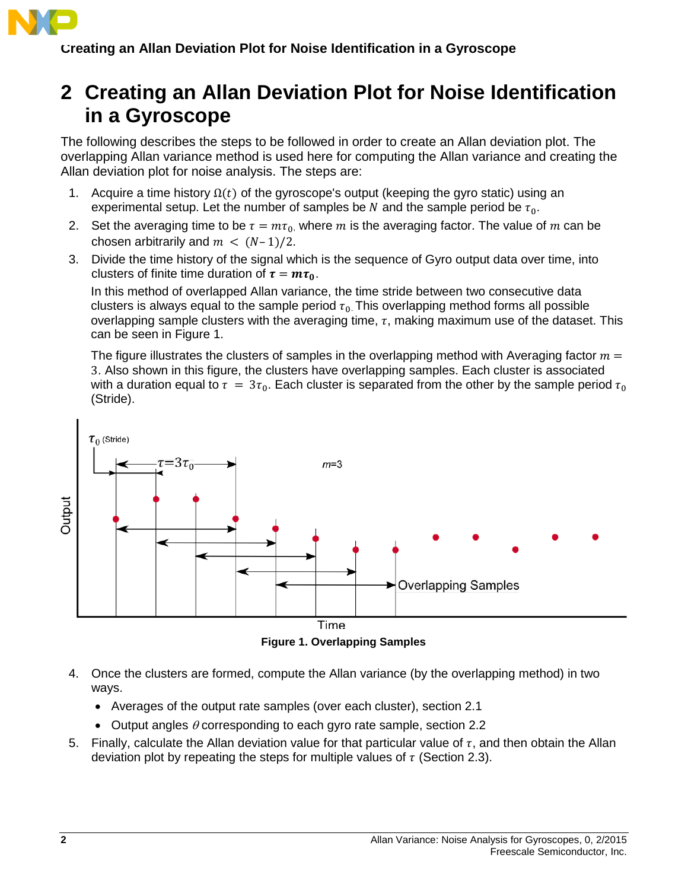## 2 Creating an Allan Deviation Plot for Noise Identification in a Gyroscope

The following describes the steps to be followed in order to create an Allan deviation plot. The overlapping Allan variance method is used here for computing the Allan variance and creating the Allan deviation plot for noise analysis. The steps are:

1. Acquire a time history $\Omega(t)$ of the gyroscope's output (keeping the gyro static) using an experimental setup. Let the number of samples be $N$ and the sample period be $\tau_0$.
2. Set the averaging time to be $\tau = m\tau_0$, where $m$ is the averaging factor. The value of $m$ can be chosen arbitrarily and $m < (N-1)/2$.
3. Divide the time history of the signal which is the sequence of Gyro output data over time, into clusters of finite time duration of $\boldsymbol{\tau = m\tau_0}$.

   In this method of overlapped Allan variance, the time stride between two consecutive data clusters is always equal to the sample period $\tau_0$. This overlapping method forms all possible overlapping sample clusters with the averaging time, $\tau$, making maximum use of the dataset. This can be seen in Figure 1.

   The figure illustrates the clusters of samples in the overlapping method with Averaging factor $m = 3$. Also shown in this figure, the clusters have overlapping samples. Each cluster is associated with a duration equal to $\tau = 3\tau_0$. Each cluster is separated from the other by the sample period $\tau_0$ (Stride).

**Figure 1. Overlapping Samples**

4. Once the clusters are formed, compute the Allan variance (by the overlapping method) in two ways.
   - Averages of the output rate samples (over each cluster), section 2.1
   - Output angles $\theta$ corresponding to each gyro rate sample, section 2.2
5. Finally, calculate the Allan deviation value for that particular value of $\tau$, and then obtain the Allan deviation plot by repeating the steps for multiple values of $\tau$ (Section 2.3).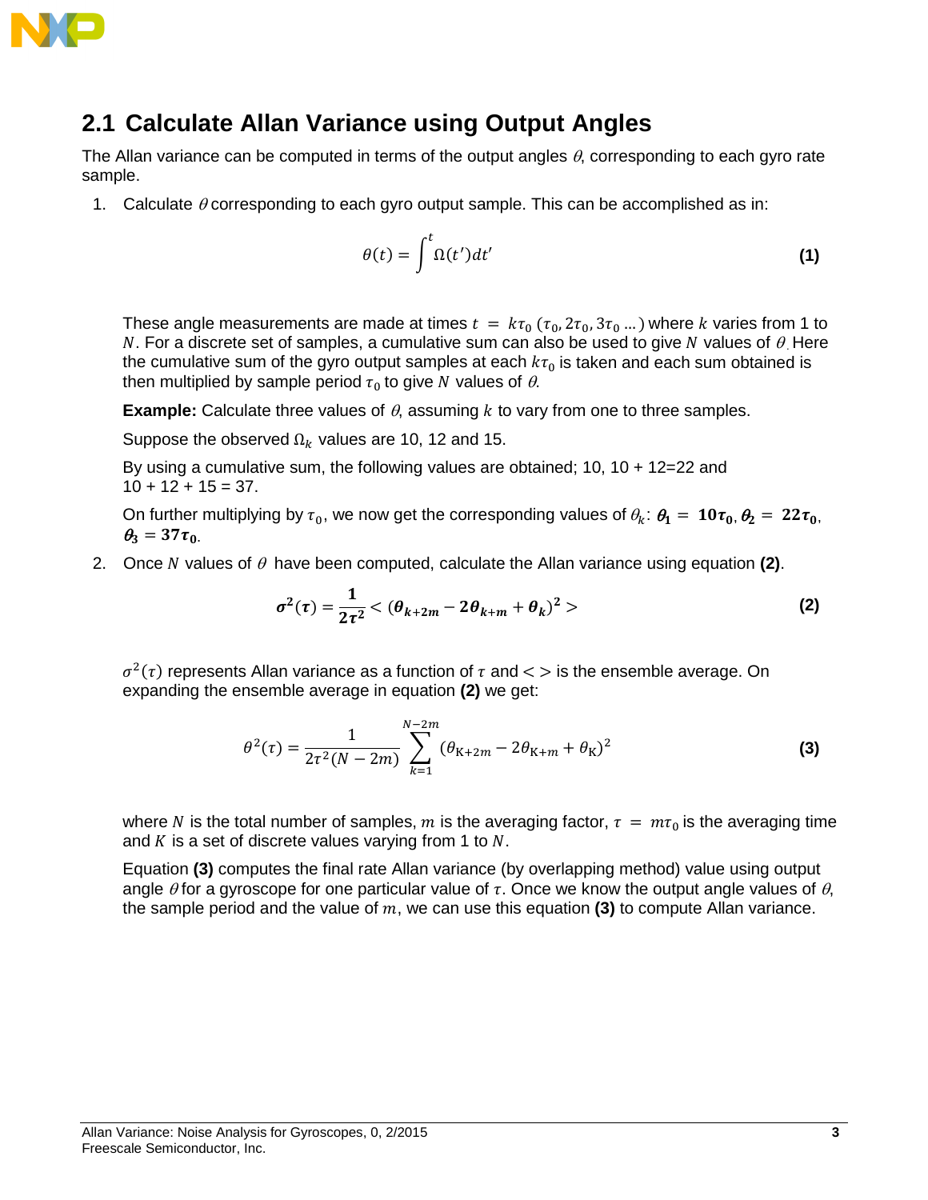## 2.1 Calculate Allan Variance using Output Angles

The Allan variance can be computed in terms of the output angles $\theta$, corresponding to each gyro rate sample.

1. Calculate $\theta$ corresponding to each gyro output sample. This can be accomplished as in:

$$\theta(t) = \int^{t} \Omega(t')dt' \tag{1}$$

   These angle measurements are made at times $t = k\tau_0$ ($\tau_0, 2\tau_0, 3\tau_0 \ldots$) where $k$ varies from 1 to $N$. For a discrete set of samples, a cumulative sum can also be used to give $N$ values of $\theta$. Here the cumulative sum of the gyro output samples at each $k\tau_0$ is taken and each sum obtained is then multiplied by sample period $\tau_0$ to give $N$ values of $\theta$.

   **Example:** Calculate three values of $\theta$, assuming $k$ to vary from one to three samples.

   Suppose the observed $\Omega_k$ values are 10, 12 and 15.

   By using a cumulative sum, the following values are obtained; 10, 10 + 12=22 and 10 + 12 + 15 = 37.

   On further multiplying by $\tau_0$, we now get the corresponding values of $\theta_k$: $\boldsymbol{\theta_1 = 10\tau_0}$, $\boldsymbol{\theta_2 = 22\tau_0}$, $\boldsymbol{\theta_3 = 37\tau_0}$.

2. Once $N$ values of $\theta$ have been computed, calculate the Allan variance using equation **(2)**.

$$\boldsymbol{\sigma^2(\tau) = \frac{1}{2\tau^2} < (\theta_{k+2m} - 2\theta_{k+m} + \theta_k)^2 >} \tag{2}$$

   $\sigma^2(\tau)$ represents Allan variance as a function of $\tau$ and $< >$ is the ensemble average. On expanding the ensemble average in equation **(2)** we get:

$$\theta^2(\tau) = \frac{1}{2\tau^2(N-2m)} \sum_{k=1}^{N-2m} (\theta_{K+2m} - 2\theta_{K+m} + \theta_K)^2 \tag{3}$$

   where $N$ is the total number of samples, $m$ is the averaging factor, $\tau = m\tau_0$ is the averaging time and $K$ is a set of discrete values varying from 1 to $N$.

   Equation **(3)** computes the final rate Allan variance (by overlapping method) value using output angle $\theta$ for a gyroscope for one particular value of $\tau$. Once we know the output angle values of $\theta$, the sample period and the value of $m$, we can use this equation **(3)** to compute Allan variance.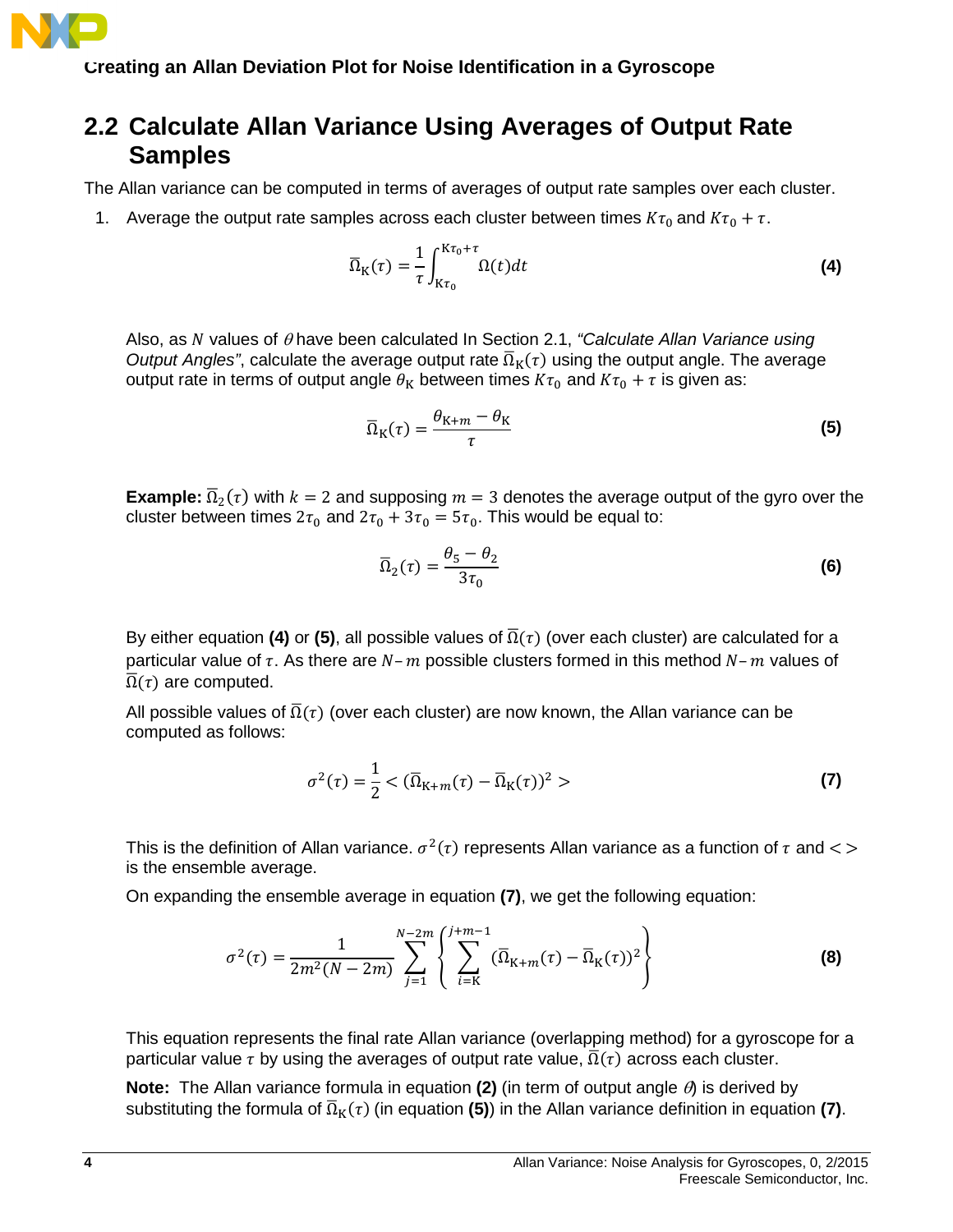## 2.2 Calculate Allan Variance Using Averages of Output Rate Samples

The Allan variance can be computed in terms of averages of output rate samples over each cluster.

1. Average the output rate samples across each cluster between times $K\tau_0$ and $K\tau_0 + \tau$.

$$\bar{\Omega}_{\mathrm{K}}(\tau) = \frac{1}{\tau}\int_{\mathrm{K}\tau_0}^{\mathrm{K}\tau_0+\tau} \Omega(t)dt \tag{4}$$

Also, as $N$ values of $\theta$ have been calculated In Section 2.1, *"Calculate Allan Variance using Output Angles"*, calculate the average output rate $\bar{\Omega}_{\mathrm{K}}(\tau)$ using the output angle. The average output rate in terms of output angle $\theta_{\mathrm{K}}$ between times $K\tau_0$ and $K\tau_0 + \tau$ is given as:

$$\bar{\Omega}_{\mathrm{K}}(\tau) = \frac{\theta_{\mathrm{K}+m} - \theta_{\mathrm{K}}}{\tau} \tag{5}$$

**Example:** $\bar{\Omega}_2(\tau)$ with $k = 2$ and supposing $m = 3$ denotes the average output of the gyro over the cluster between times $2\tau_0$ and $2\tau_0 + 3\tau_0 = 5\tau_0$. This would be equal to:

$$\bar{\Omega}_2(\tau) = \frac{\theta_5 - \theta_2}{3\tau_0} \tag{6}$$

By either equation **(4)** or **(5)**, all possible values of $\bar{\Omega}(\tau)$ (over each cluster) are calculated for a particular value of $\tau$. As there are $N - m$ possible clusters formed in this method $N - m$ values of $\bar{\Omega}(\tau)$ are computed.

All possible values of $\bar{\Omega}(\tau)$ (over each cluster) are now known, the Allan variance can be computed as follows:

$$\sigma^2(\tau) = \frac{1}{2} < (\bar{\Omega}_{\mathrm{K}+m}(\tau) - \bar{\Omega}_{\mathrm{K}}(\tau))^2 > \tag{7}$$

This is the definition of Allan variance. $\sigma^2(\tau)$ represents Allan variance as a function of $\tau$ and $< >$ is the ensemble average.

On expanding the ensemble average in equation **(7)**, we get the following equation:

$$\sigma^2(\tau) = \frac{1}{2m^2(N-2m)} \sum_{j=1}^{N-2m} \left\{ \sum_{i=\mathrm{K}}^{j+m-1} (\bar{\Omega}_{\mathrm{K}+m}(\tau) - \bar{\Omega}_{\mathrm{K}}(\tau))^2 \right\} \tag{8}$$

This equation represents the final rate Allan variance (overlapping method) for a gyroscope for a particular value $\tau$ by using the averages of output rate value, $\bar{\Omega}(\tau)$ across each cluster.

**Note:** The Allan variance formula in equation **(2)** (in term of output angle $\theta$) is derived by substituting the formula of $\bar{\Omega}_{\mathrm{K}}(\tau)$ (in equation **(5)**) in the Allan variance definition in equation **(7)**.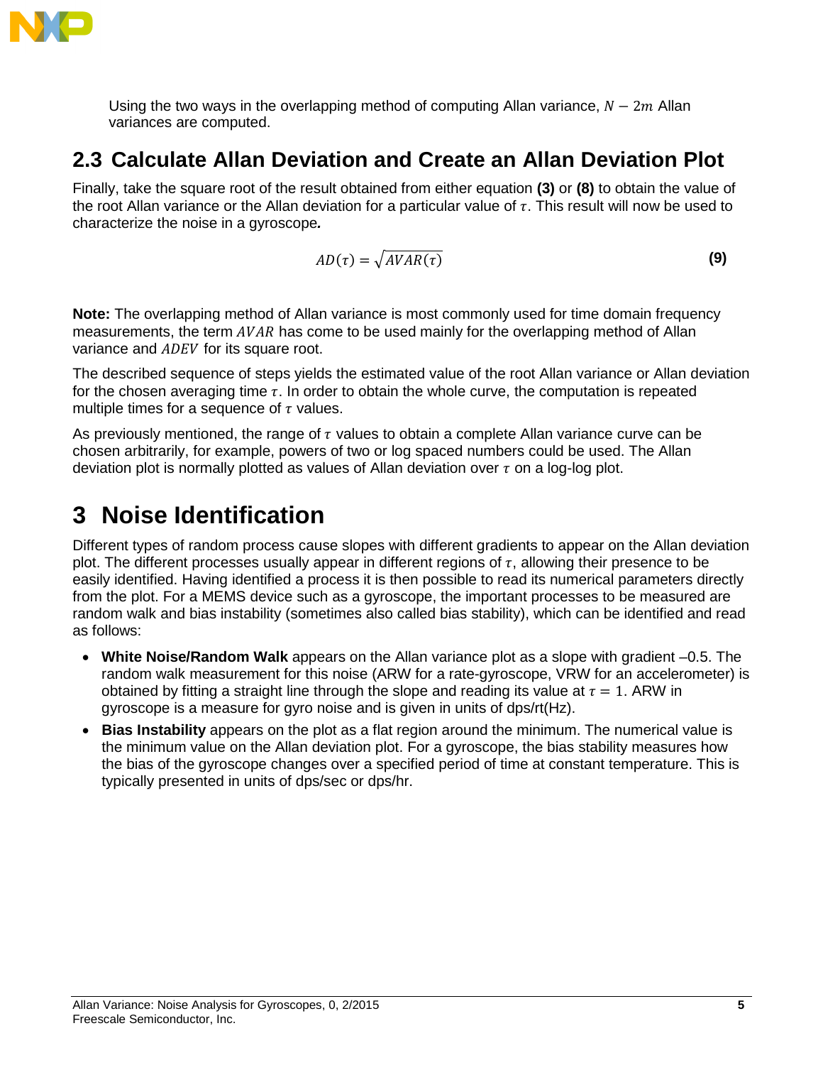Using the two ways in the overlapping method of computing Allan variance, $N - 2m$ Allan variances are computed.

## 2.3 Calculate Allan Deviation and Create an Allan Deviation Plot

Finally, take the square root of the result obtained from either equation **(3)** or **(8)** to obtain the value of the root Allan variance or the Allan deviation for a particular value of $\tau$. This result will now be used to characterize the noise in a gyroscope***.***

$$AD(\tau) = \sqrt{AVAR(\tau)} \tag{9}$$

**Note:** The overlapping method of Allan variance is most commonly used for time domain frequency measurements, the term $AVAR$ has come to be used mainly for the overlapping method of Allan variance and $ADEV$ for its square root.

The described sequence of steps yields the estimated value of the root Allan variance or Allan deviation for the chosen averaging time $\tau$. In order to obtain the whole curve, the computation is repeated multiple times for a sequence of $\tau$ values.

As previously mentioned, the range of $\tau$ values to obtain a complete Allan variance curve can be chosen arbitrarily, for example, powers of two or log spaced numbers could be used. The Allan deviation plot is normally plotted as values of Allan deviation over $\tau$ on a log-log plot.

# 3 Noise Identification

Different types of random process cause slopes with different gradients to appear on the Allan deviation plot. The different processes usually appear in different regions of $\tau$, allowing their presence to be easily identified. Having identified a process it is then possible to read its numerical parameters directly from the plot. For a MEMS device such as a gyroscope, the important processes to be measured are random walk and bias instability (sometimes also called bias stability), which can be identified and read as follows:

- **White Noise/Random Walk** appears on the Allan variance plot as a slope with gradient –0.5. The random walk measurement for this noise (ARW for a rate-gyroscope, VRW for an accelerometer) is obtained by fitting a straight line through the slope and reading its value at $\tau = 1$. ARW in gyroscope is a measure for gyro noise and is given in units of dps/rt(Hz).
- **Bias Instability** appears on the plot as a flat region around the minimum. The numerical value is the minimum value on the Allan deviation plot. For a gyroscope, the bias stability measures how the bias of the gyroscope changes over a specified period of time at constant temperature. This is typically presented in units of dps/sec or dps/hr.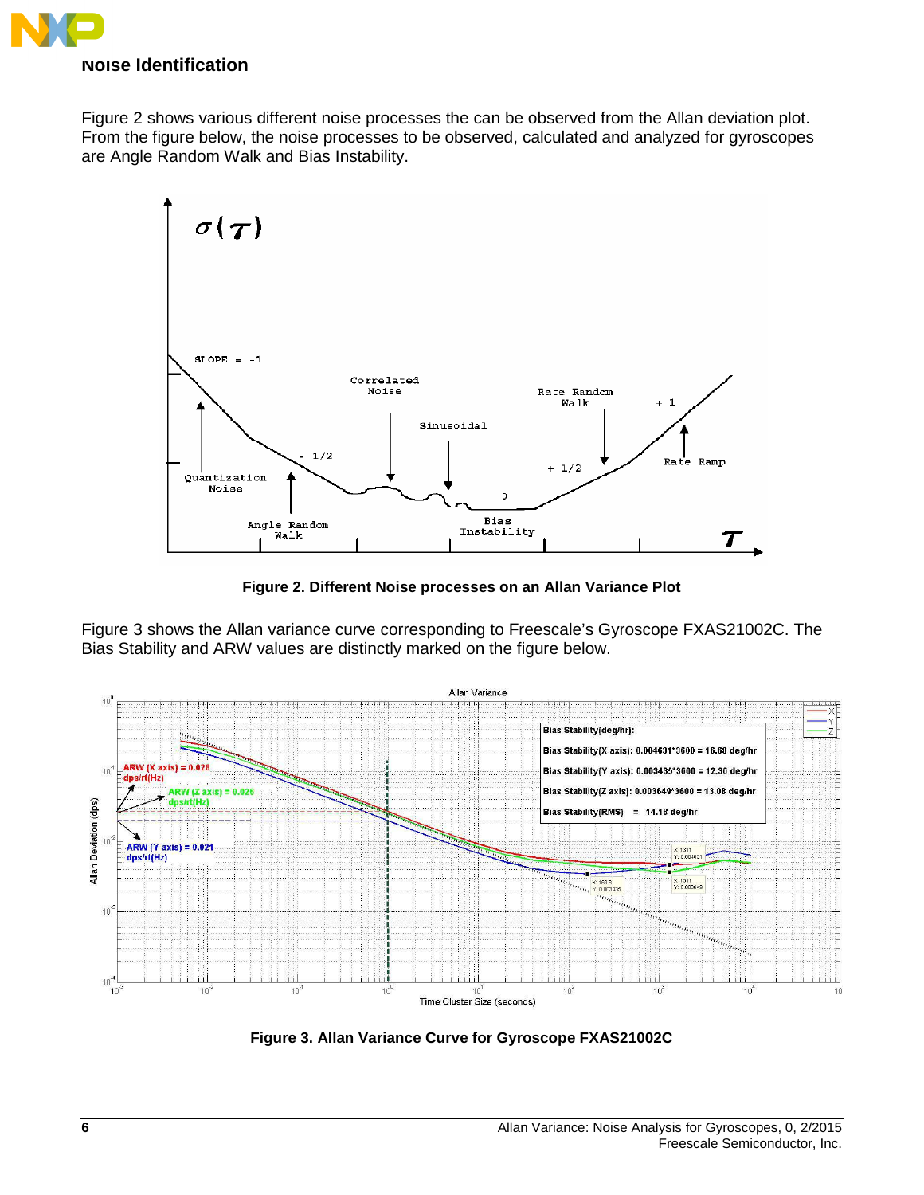## Noise Identification

Figure 2 shows various different noise processes the can be observed from the Allan deviation plot. From the figure below, the noise processes to be observed, calculated and analyzed for gyroscopes are Angle Random Walk and Bias Instability.

**Figure 2. Different Noise processes on an Allan Variance Plot**

Figure 3 shows the Allan variance curve corresponding to Freescale's Gyroscope FXAS21002C. The Bias Stability and ARW values are distinctly marked on the figure below.

**Figure 3. Allan Variance Curve for Gyroscope FXAS21002C**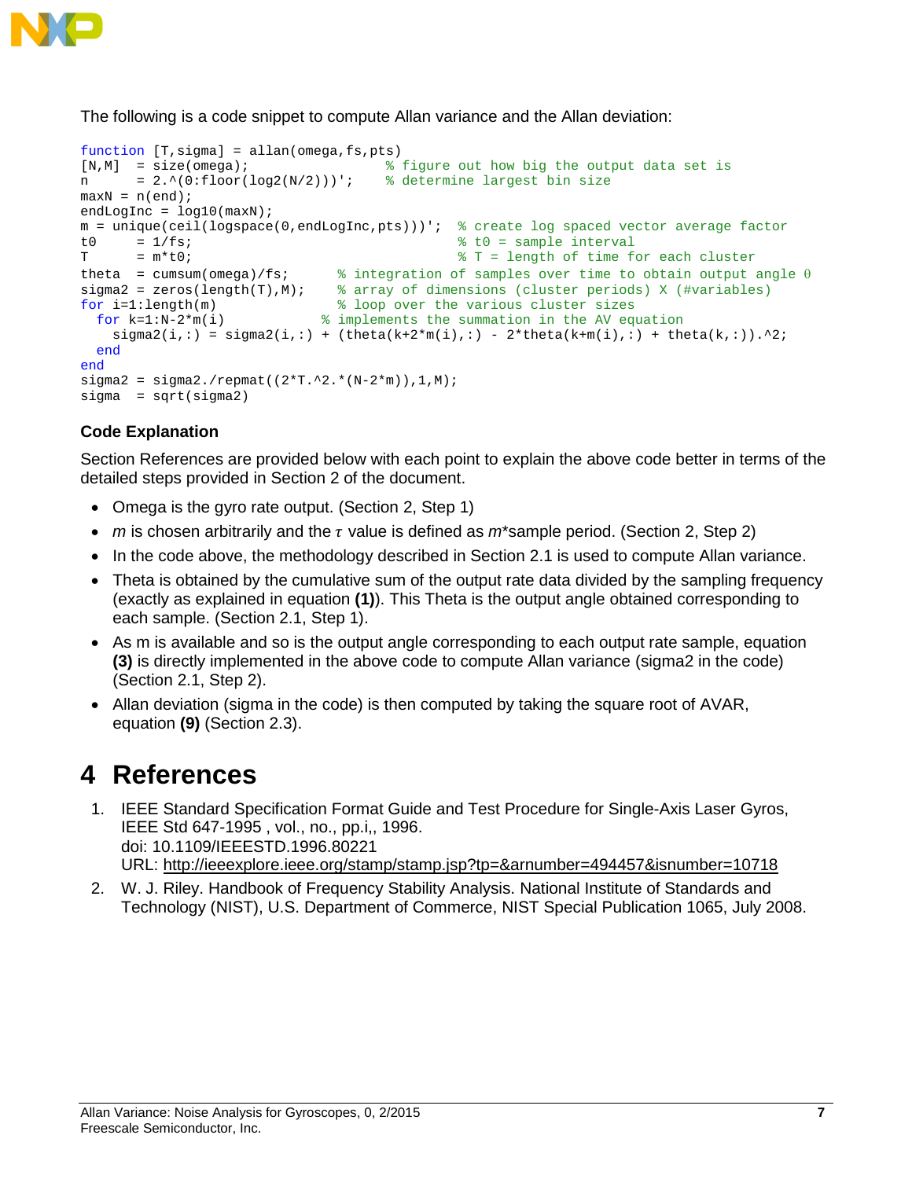The following is a code snippet to compute Allan variance and the Allan deviation:

```
function [T,sigma] = allan(omega,fs,pts)
[N,M]  = size(omega);                   % figure out how big the output data set is
n      = 2.^(0:floor(log2(N/2)))';      % determine largest bin size
maxN = n(end);
endLogInc = log10(maxN);
m = unique(ceil(logspace(0,endLogInc,pts)))';  % create log spaced vector average factor
t0     = 1/fs;                                 % t0 = sample interval
T      = m*t0;                                 % T = length of time for each cluster
theta  = cumsum(omega)/fs;      % integration of samples over time to obtain output angle θ
sigma2 = zeros(length(T),M);    % array of dimensions (cluster periods) X (#variables)
for i=1:length(m)               % loop over the various cluster sizes
  for k=1:N-2*m(i)            % implements the summation in the AV equation
    sigma2(i,:) = sigma2(i,:) + (theta(k+2*m(i),:) - 2*theta(k+m(i),:) + theta(k,:)).^2;
  end
end
sigma2 = sigma2./repmat((2*T.^2.*(N-2*m)),1,M);
sigma  = sqrt(sigma2)
```

### Code Explanation

Section References are provided below with each point to explain the above code better in terms of the detailed steps provided in Section 2 of the document.

- Omega is the gyro rate output. (Section 2, Step 1)
- *m* is chosen arbitrarily and the $\tau$ value is defined as *m*\*sample period. (Section 2, Step 2)
- In the code above, the methodology described in Section 2.1 is used to compute Allan variance.
- Theta is obtained by the cumulative sum of the output rate data divided by the sampling frequency (exactly as explained in equation **(1)**). This Theta is the output angle obtained corresponding to each sample. (Section 2.1, Step 1).
- As m is available and so is the output angle corresponding to each output rate sample, equation **(3)** is directly implemented in the above code to compute Allan variance (sigma2 in the code) (Section 2.1, Step 2).
- Allan deviation (sigma in the code) is then computed by taking the square root of AVAR, equation **(9)** (Section 2.3).

# 4 References

1. IEEE Standard Specification Format Guide and Test Procedure for Single-Axis Laser Gyros, IEEE Std 647-1995 , vol., no., pp.i,, 1996.
   doi: 10.1109/IEEESTD.1996.80221
   URL: http://ieeexplore.ieee.org/stamp/stamp.jsp?tp=&arnumber=494457&isnumber=10718
2. W. J. Riley. Handbook of Frequency Stability Analysis. National Institute of Standards and Technology (NIST), U.S. Department of Commerce, NIST Special Publication 1065, July 2008.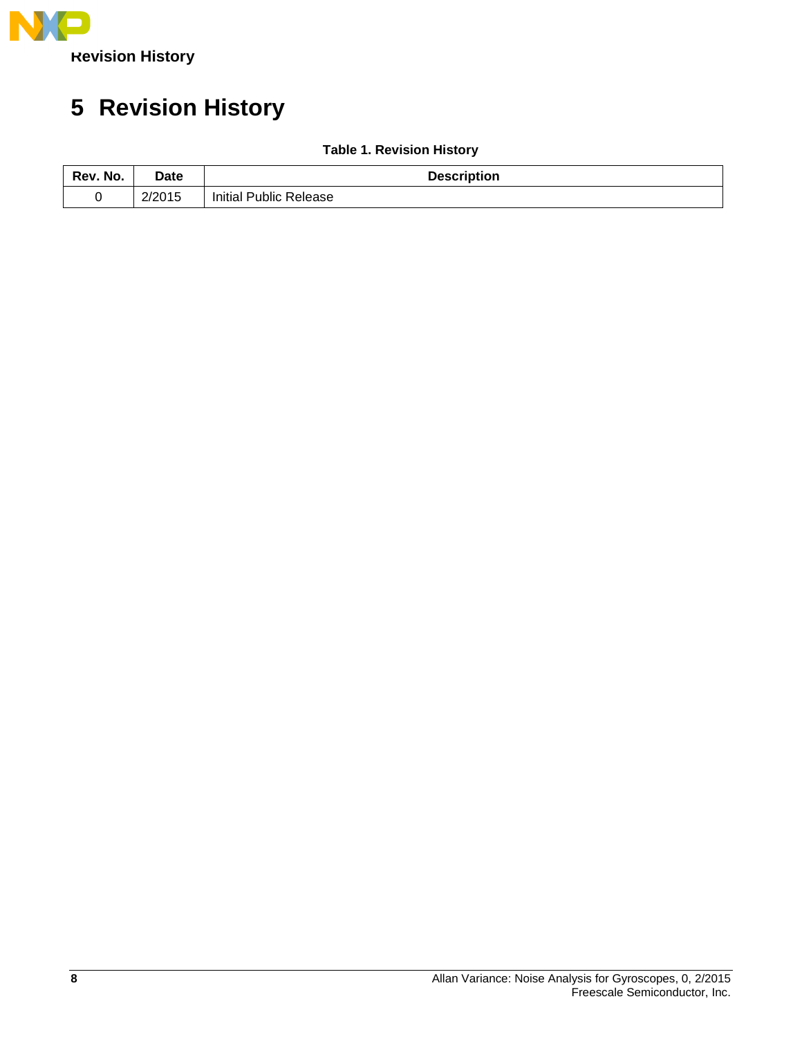# 5 Revision History

**Table 1. Revision History**

| Rev. No. | Date | Description |
| --- | --- | --- |
| 0 | 2/2015 | Initial Public Release |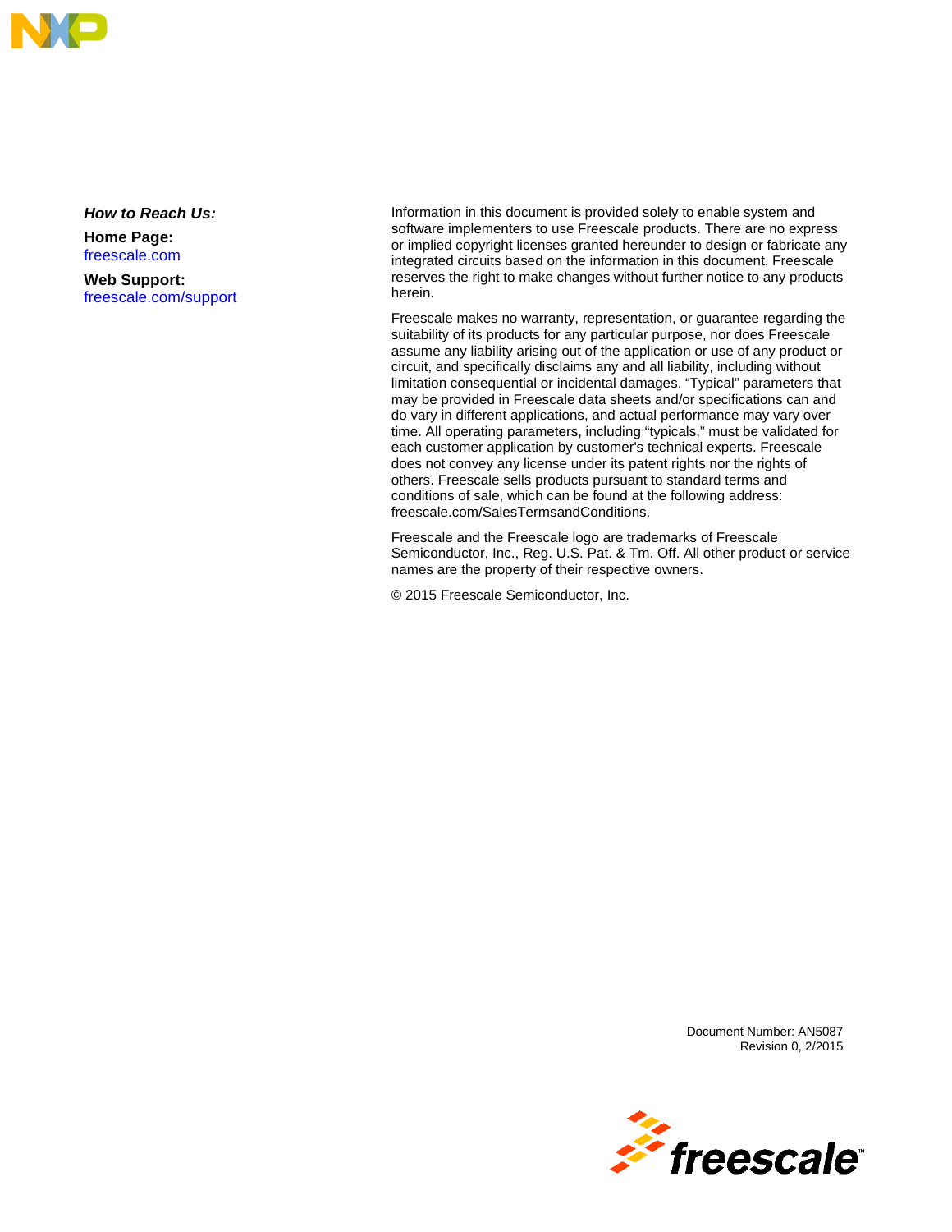***How to Reach Us:***

**Home Page:**
freescale.com

**Web Support:**
freescale.com/support

Information in this document is provided solely to enable system and software implementers to use Freescale products. There are no express or implied copyright licenses granted hereunder to design or fabricate any integrated circuits based on the information in this document. Freescale reserves the right to make changes without further notice to any products herein.

Freescale makes no warranty, representation, or guarantee regarding the suitability of its products for any particular purpose, nor does Freescale assume any liability arising out of the application or use of any product or circuit, and specifically disclaims any and all liability, including without limitation consequential or incidental damages. “Typical” parameters that may be provided in Freescale data sheets and/or specifications can and do vary in different applications, and actual performance may vary over time. All operating parameters, including “typicals,” must be validated for each customer application by customer's technical experts. Freescale does not convey any license under its patent rights nor the rights of others. Freescale sells products pursuant to standard terms and conditions of sale, which can be found at the following address: freescale.com/SalesTermsandConditions.

Freescale and the Freescale logo are trademarks of Freescale Semiconductor, Inc., Reg. U.S. Pat. & Tm. Off. All other product or service names are the property of their respective owners.

© 2015 Freescale Semiconductor, Inc.

Document Number: AN5087
Revision 0, 2/2015